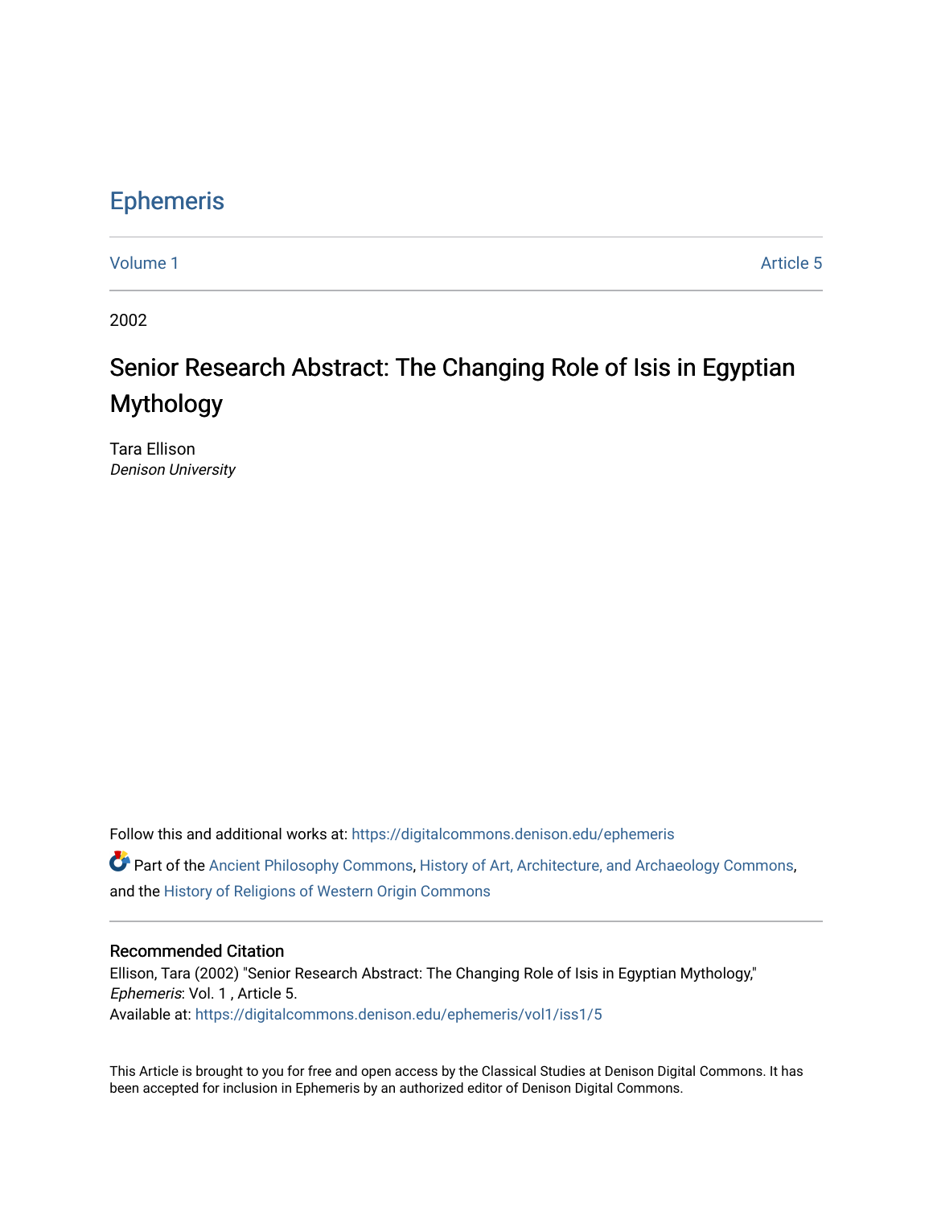# Ephemeris

Volume 1 Article 5

2002

## Senior Research Abstract: The Changing Role of Isis in Egyptian Mythology

Tara Ellison
*Denison University*

Follow this and additional works at: https://digitalcommons.denison.edu/ephemeris

Part of the Ancient Philosophy Commons, History of Art, Architecture, and Archaeology Commons, and the History of Religions of Western Origin Commons

### Recommended Citation

Ellison, Tara (2002) "Senior Research Abstract: The Changing Role of Isis in Egyptian Mythology," *Ephemeris*: Vol. 1 , Article 5.
Available at: https://digitalcommons.denison.edu/ephemeris/vol1/iss1/5

This Article is brought to you for free and open access by the Classical Studies at Denison Digital Commons. It has been accepted for inclusion in Ephemeris by an authorized editor of Denison Digital Commons.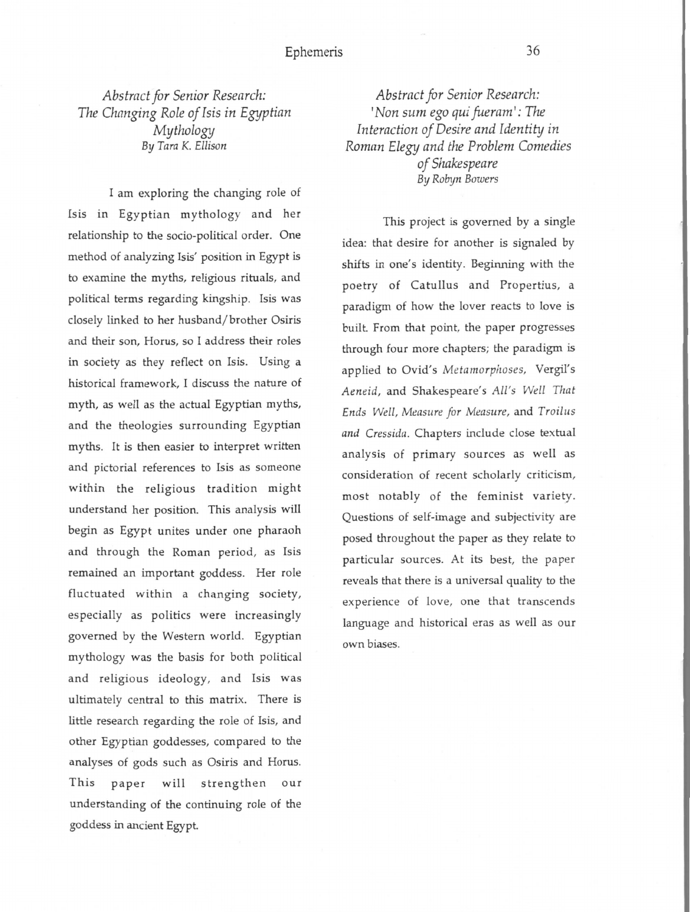## *Abstract for Senior Research: The Changing Role of Isis in Egyptian Mythology*

*By Tara K. Ellison*

I am exploring the changing role of Isis in Egyptian mythology and her relationship to the socio-political order. One method of analyzing Isis' position in Egypt is to examine the myths, religious rituals, and political terms regarding kingship. Isis was closely linked to her husband/brother Osiris and their son, Horus, so I address their roles in society as they reflect on Isis. Using a historical framework, I discuss the nature of myth, as well as the actual Egyptian myths, and the theologies surrounding Egyptian myths. It is then easier to interpret written and pictorial references to Isis as someone within the religious tradition might understand her position. This analysis will begin as Egypt unites under one pharaoh and through the Roman period, as Isis remained an important goddess. Her role fluctuated within a changing society, especially as politics were increasingly governed by the Western world. Egyptian mythology was the basis for both political and religious ideology, and Isis was ultimately central to this matrix. There is little research regarding the role of Isis, and other Egyptian goddesses, compared to the analyses of gods such as Osiris and Horus. This paper will strengthen our understanding of the continuing role of the goddess in ancient Egypt.

## *Abstract for Senior Research: 'Non sum ego qui fueram': The Interaction of Desire and Identity in Roman Elegy and the Problem Comedies of Shakespeare*

*By Robyn Bowers*

This project is governed by a single idea: that desire for another is signaled by shifts in one's identity. Beginning with the poetry of Catullus and Propertius, a paradigm of how the lover reacts to love is built. From that point, the paper progresses through four more chapters; the paradigm is applied to Ovid's *Metamorphoses*, Vergil's *Aeneid*, and Shakespeare's *All's Well That Ends Well*, *Measure for Measure*, and *Troilus and Cressida*. Chapters include close textual analysis of primary sources as well as consideration of recent scholarly criticism, most notably of the feminist variety. Questions of self-image and subjectivity are posed throughout the paper as they relate to particular sources. At its best, the paper reveals that there is a universal quality to the experience of love, one that transcends language and historical eras as well as our own biases.